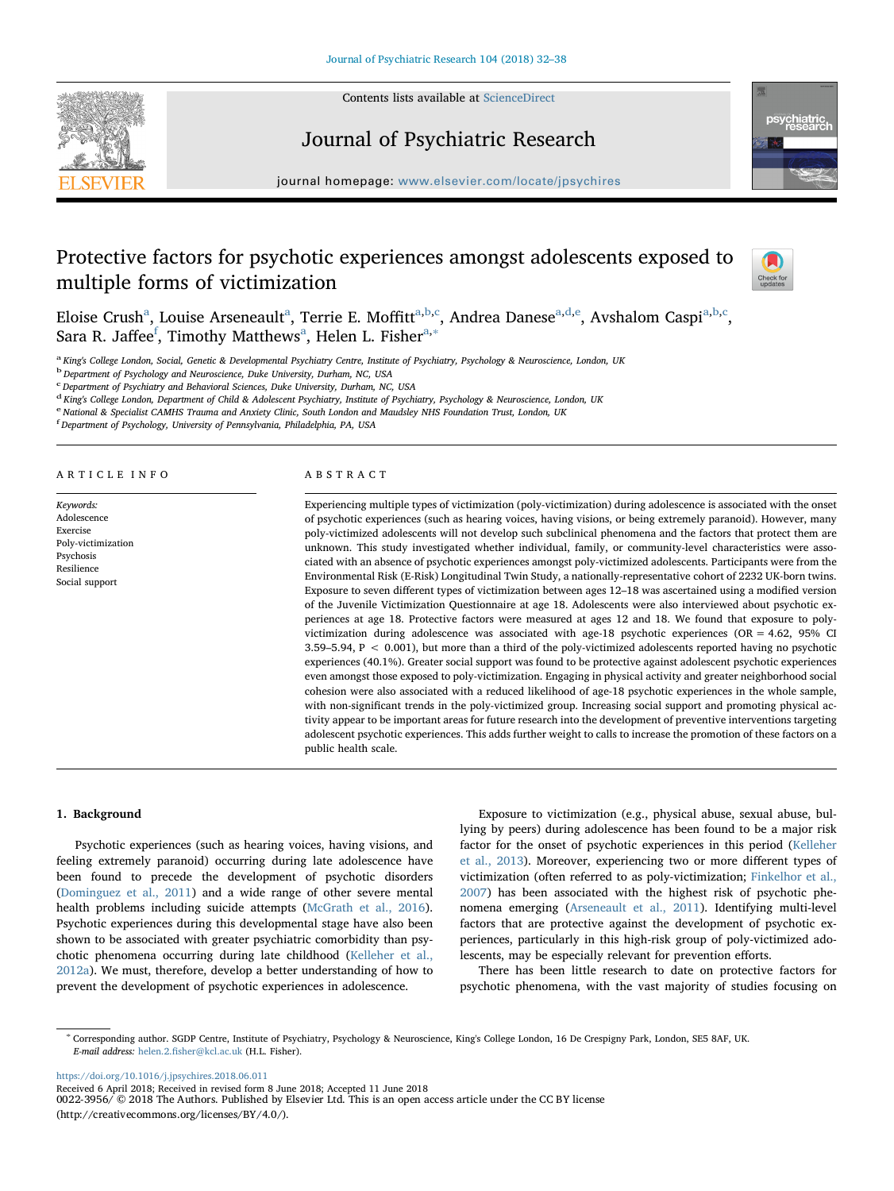# Protective factors for psychotic experiences amongst adolescents exposed to multiple forms of victimization

Eloise Crush[a], Louise Arseneault[a], Terrie E. Moffitt[a,b,c], Andrea Danese[a,d,e], Avshalom Caspi[a,b,c], Sara R. Jaffee[f], Timothy Matthews[a], Helen L. Fisher[a,*]

[a] King's College London, Social, Genetic & Developmental Psychiatry Centre, Institute of Psychiatry, Psychology & Neuroscience, London, UK
[b] Department of Psychology and Neuroscience, Duke University, Durham, NC, USA
[c] Department of Psychiatry and Behavioral Sciences, Duke University, Durham, NC, USA
[d] King's College London, Department of Child & Adolescent Psychiatry, Institute of Psychiatry, Psychology & Neuroscience, London, UK
[e] National & Specialist CAMHS Trauma and Anxiety Clinic, South London and Maudsley NHS Foundation Trust, London, UK
[f] Department of Psychology, University of Pennsylvania, Philadelphia, PA, USA

## ARTICLE INFO

*Keywords:*
Adolescence
Exercise
Poly-victimization
Psychosis
Resilience
Social support

## ABSTRACT

Experiencing multiple types of victimization (poly-victimization) during adolescence is associated with the onset of psychotic experiences (such as hearing voices, having visions, or being extremely paranoid). However, many poly-victimized adolescents will not develop such subclinical phenomena and the factors that protect them are unknown. This study investigated whether individual, family, or community-level characteristics were associated with an absence of psychotic experiences amongst poly-victimized adolescents. Participants were from the Environmental Risk (E-Risk) Longitudinal Twin Study, a nationally-representative cohort of 2232 UK-born twins. Exposure to seven different types of victimization between ages 12–18 was ascertained using a modified version of the Juvenile Victimization Questionnaire at age 18. Adolescents were also interviewed about psychotic experiences at age 18. Protective factors were measured at ages 12 and 18. We found that exposure to poly-victimization during adolescence was associated with age-18 psychotic experiences (OR = 4.62, 95% CI 3.59–5.94, $P < 0.001$), but more than a third of the poly-victimized adolescents reported having no psychotic experiences (40.1%). Greater social support was found to be protective against adolescent psychotic experiences even amongst those exposed to poly-victimization. Engaging in physical activity and greater neighborhood social cohesion were also associated with a reduced likelihood of age-18 psychotic experiences in the whole sample, with non-significant trends in the poly-victimized group. Increasing social support and promoting physical activity appear to be important areas for future research into the development of preventive interventions targeting adolescent psychotic experiences. This adds further weight to calls to increase the promotion of these factors on a public health scale.

## 1. Background

Psychotic experiences (such as hearing voices, having visions, and feeling extremely paranoid) occurring during late adolescence have been found to precede the development of psychotic disorders (Dominguez et al., 2011) and a wide range of other severe mental health problems including suicide attempts (McGrath et al., 2016). Psychotic experiences during this developmental stage have also been shown to be associated with greater psychiatric comorbidity than psychotic phenomena occurring during late childhood (Kelleher et al., 2012a). We must, therefore, develop a better understanding of how to prevent the development of psychotic experiences in adolescence.

Exposure to victimization (e.g., physical abuse, sexual abuse, bullying by peers) during adolescence has been found to be a major risk factor for the onset of psychotic experiences in this period (Kelleher et al., 2013). Moreover, experiencing two or more different types of victimization (often referred to as poly-victimization; Finkelhor et al., 2007) has been associated with the highest risk of psychotic phenomena emerging (Arseneault et al., 2011). Identifying multi-level factors that are protective against the development of psychotic experiences, particularly in this high-risk group of poly-victimized adolescents, may be especially relevant for prevention efforts.

There has been little research to date on protective factors for psychotic phenomena, with the vast majority of studies focusing on

* Corresponding author. SGDP Centre, Institute of Psychiatry, Psychology & Neuroscience, King's College London, 16 De Crespigny Park, London, SE5 8AF, UK.
*E-mail address:* helen.2.fisher@kcl.ac.uk (H.L. Fisher).

https://doi.org/10.1016/j.jpsychires.2018.06.011
Received 6 April 2018; Received in revised form 8 June 2018; Accepted 11 June 2018
0022-3956/ © 2018 The Authors. Published by Elsevier Ltd. This is an open access article under the CC BY license (http://creativecommons.org/licenses/BY/4.0/).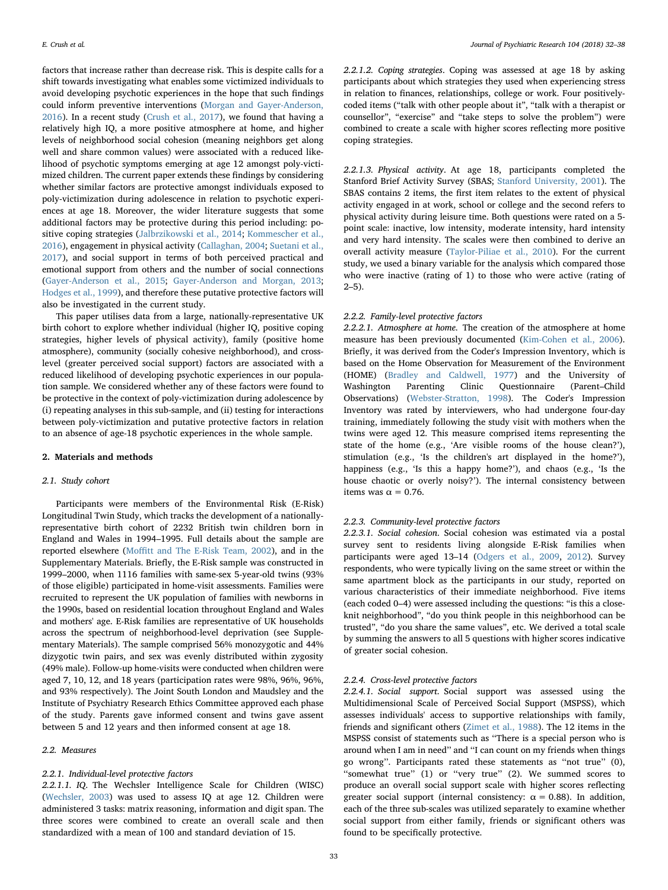factors that increase rather than decrease risk. This is despite calls for a shift towards investigating what enables some victimized individuals to avoid developing psychotic experiences in the hope that such findings could inform preventive interventions (Morgan and Gayer-Anderson, 2016). In a recent study (Crush et al., 2017), we found that having a relatively high IQ, a more positive atmosphere at home, and higher levels of neighborhood social cohesion (meaning neighbors get along well and share common values) were associated with a reduced likelihood of psychotic symptoms emerging at age 12 amongst poly-victimized children. The current paper extends these findings by considering whether similar factors are protective amongst individuals exposed to poly-victimization during adolescence in relation to psychotic experiences at age 18. Moreover, the wider literature suggests that some additional factors may be protective during this period including: positive coping strategies (Jalbrzikowski et al., 2014; Kommescher et al., 2016), engagement in physical activity (Callaghan, 2004; Suetani et al., 2017), and social support in terms of both perceived practical and emotional support from others and the number of social connections (Gayer-Anderson et al., 2015; Gayer-Anderson and Morgan, 2013; Hodges et al., 1999), and therefore these putative protective factors will also be investigated in the current study.

This paper utilises data from a large, nationally-representative UK birth cohort to explore whether individual (higher IQ, positive coping strategies, higher levels of physical activity), family (positive home atmosphere), community (socially cohesive neighborhood), and cross-level (greater perceived social support) factors are associated with a reduced likelihood of developing psychotic experiences in our population sample. We considered whether any of these factors were found to be protective in the context of poly-victimization during adolescence by (i) repeating analyses in this sub-sample, and (ii) testing for interactions between poly-victimization and putative protective factors in relation to an absence of age-18 psychotic experiences in the whole sample.

## 2. Materials and methods

### 2.1. Study cohort

Participants were members of the Environmental Risk (E-Risk) Longitudinal Twin Study, which tracks the development of a nationally-representative birth cohort of 2232 British twin children born in England and Wales in 1994–1995. Full details about the sample are reported elsewhere (Moffitt and The E-Risk Team, 2002), and in the Supplementary Materials. Briefly, the E-Risk sample was constructed in 1999–2000, when 1116 families with same-sex 5-year-old twins (93% of those eligible) participated in home-visit assessments. Families were recruited to represent the UK population of families with newborns in the 1990s, based on residential location throughout England and Wales and mothers' age. E-Risk families are representative of UK households across the spectrum of neighborhood-level deprivation (see Supplementary Materials). The sample comprised 56% monozygotic and 44% dizygotic twin pairs, and sex was evenly distributed within zygosity (49% male). Follow-up home-visits were conducted when children were aged 7, 10, 12, and 18 years (participation rates were 98%, 96%, 96%, and 93% respectively). The Joint South London and Maudsley and the Institute of Psychiatry Research Ethics Committee approved each phase of the study. Parents gave informed consent and twins gave assent between 5 and 12 years and then informed consent at age 18.

### 2.2. Measures

#### 2.2.1. Individual-level protective factors

*2.2.1.1. IQ*. The Wechsler Intelligence Scale for Children (WISC) (Wechsler, 2003) was used to assess IQ at age 12. Children were administered 3 tasks: matrix reasoning, information and digit span. The three scores were combined to create an overall scale and then standardized with a mean of 100 and standard deviation of 15.

*2.2.1.2. Coping strategies*. Coping was assessed at age 18 by asking participants about which strategies they used when experiencing stress in relation to finances, relationships, college or work. Four positively-coded items ("talk with other people about it", "talk with a therapist or counsellor", "exercise" and "take steps to solve the problem") were combined to create a scale with higher scores reflecting more positive coping strategies.

*2.2.1.3. Physical activity*. At age 18, participants completed the Stanford Brief Activity Survey (SBAS; Stanford University, 2001). The SBAS contains 2 items, the first item relates to the extent of physical activity engaged in at work, school or college and the second refers to physical activity during leisure time. Both questions were rated on a 5-point scale: inactive, low intensity, moderate intensity, hard intensity and very hard intensity. The scales were then combined to derive an overall activity measure (Taylor-Piliae et al., 2010). For the current study, we used a binary variable for the analysis which compared those who were inactive (rating of 1) to those who were active (rating of 2–5).

#### 2.2.2. Family-level protective factors

*2.2.2.1. Atmosphere at home*. The creation of the atmosphere at home measure has been previously documented (Kim-Cohen et al., 2006). Briefly, it was derived from the Coder's Impression Inventory, which is based on the Home Observation for Measurement of the Environment (HOME) (Bradley and Caldwell, 1977) and the University of Washington Parenting Clinic Questionnaire (Parent–Child Observations) (Webster-Stratton, 1998). The Coder's Impression Inventory was rated by interviewers, who had undergone four-day training, immediately following the study visit with mothers when the twins were aged 12. This measure comprised items representing the state of the home (e.g., 'Are visible rooms of the house clean?'), stimulation (e.g., 'Is the children's art displayed in the home?'), happiness (e.g., 'Is this a happy home?'), and chaos (e.g., 'Is the house chaotic or overly noisy?'). The internal consistency between items was $\alpha = 0.76$.

#### 2.2.3. Community-level protective factors

*2.2.3.1. Social cohesion*. Social cohesion was estimated via a postal survey sent to residents living alongside E-Risk families when participants were aged 13–14 (Odgers et al., 2009, 2012). Survey respondents, who were typically living on the same street or within the same apartment block as the participants in our study, reported on various characteristics of their immediate neighborhood. Five items (each coded 0–4) were assessed including the questions: "is this a close-knit neighborhood", "do you think people in this neighborhood can be trusted", "do you share the same values", etc. We derived a total scale by summing the answers to all 5 questions with higher scores indicative of greater social cohesion.

#### 2.2.4. Cross-level protective factors

*2.2.4.1. Social support*. Social support was assessed using the Multidimensional Scale of Perceived Social Support (MSPSS), which assesses individuals' access to supportive relationships with family, friends and significant others (Zimet et al., 1988). The 12 items in the MSPSS consist of statements such as ''There is a special person who is around when I am in need'' and ''I can count on my friends when things go wrong''. Participants rated these statements as ''not true'' (0), ''somewhat true'' (1) or ''very true'' (2). We summed scores to produce an overall social support scale with higher scores reflecting greater social support (internal consistency: $\alpha = 0.88$). In addition, each of the three sub-scales was utilized separately to examine whether social support from either family, friends or significant others was found to be specifically protective.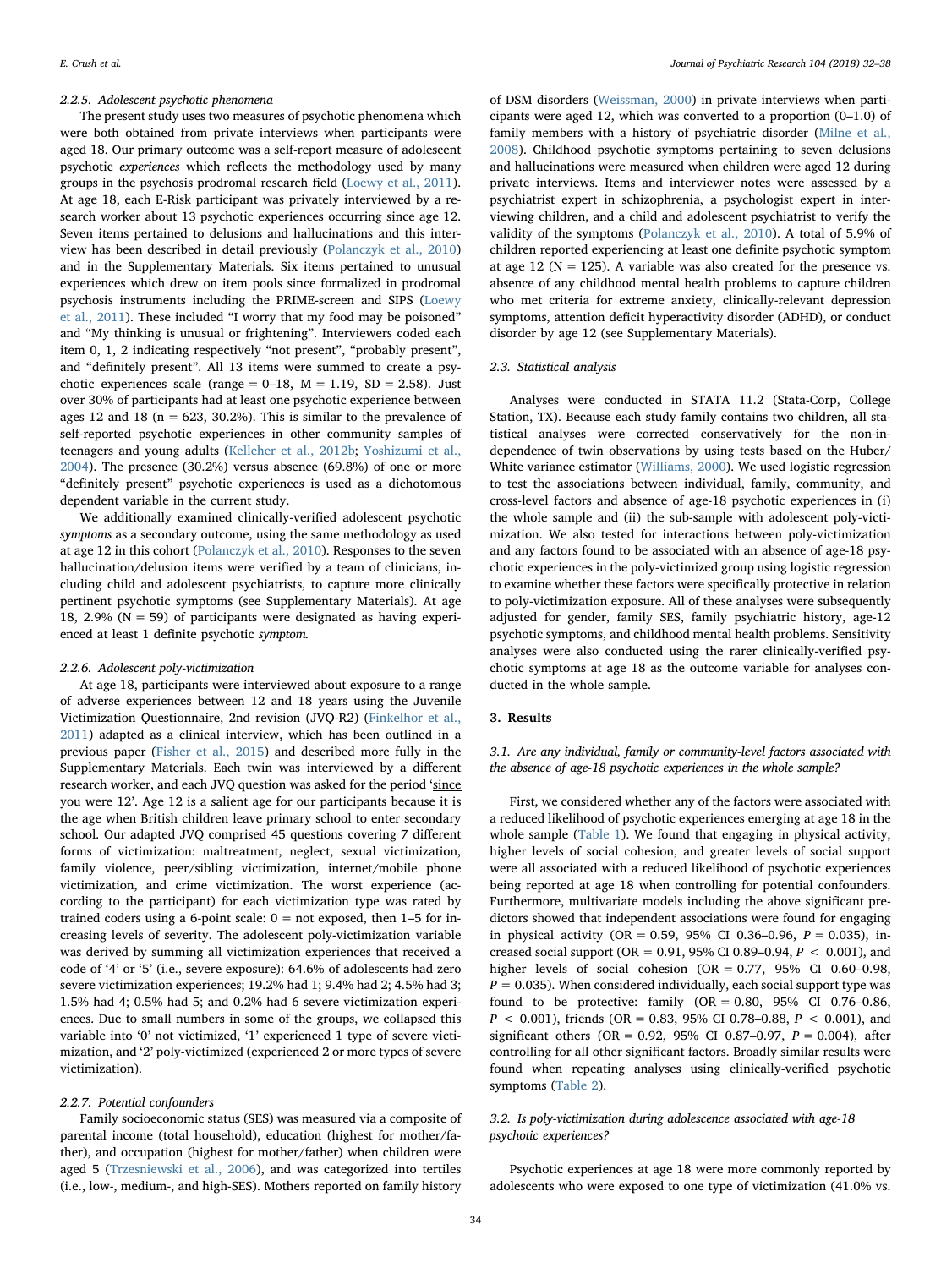#### 2.2.5. Adolescent psychotic phenomena

The present study uses two measures of psychotic phenomena which were both obtained from private interviews when participants were aged 18. Our primary outcome was a self-report measure of adolescent psychotic *experiences* which reflects the methodology used by many groups in the psychosis prodromal research field (Loewy et al., 2011). At age 18, each E-Risk participant was privately interviewed by a research worker about 13 psychotic experiences occurring since age 12. Seven items pertained to delusions and hallucinations and this interview has been described in detail previously (Polanczyk et al., 2010) and in the Supplementary Materials. Six items pertained to unusual experiences which drew on item pools since formalized in prodromal psychosis instruments including the PRIME-screen and SIPS (Loewy et al., 2011). These included "I worry that my food may be poisoned" and "My thinking is unusual or frightening". Interviewers coded each item 0, 1, 2 indicating respectively "not present", "probably present", and "definitely present". All 13 items were summed to create a psychotic experiences scale (range = 0–18, M = 1.19, SD = 2.58). Just over 30% of participants had at least one psychotic experience between ages 12 and 18 (n = 623, 30.2%). This is similar to the prevalence of self-reported psychotic experiences in other community samples of teenagers and young adults (Kelleher et al., 2012b; Yoshizumi et al., 2004). The presence (30.2%) versus absence (69.8%) of one or more "definitely present" psychotic experiences is used as a dichotomous dependent variable in the current study.

We additionally examined clinically-verified adolescent psychotic *symptoms* as a secondary outcome, using the same methodology as used at age 12 in this cohort (Polanczyk et al., 2010). Responses to the seven hallucination/delusion items were verified by a team of clinicians, including child and adolescent psychiatrists, to capture more clinically pertinent psychotic symptoms (see Supplementary Materials). At age 18, 2.9% (N = 59) of participants were designated as having experienced at least 1 definite psychotic *symptom*.

#### 2.2.6. Adolescent poly-victimization

At age 18, participants were interviewed about exposure to a range of adverse experiences between 12 and 18 years using the Juvenile Victimization Questionnaire, 2nd revision (JVQ-R2) (Finkelhor et al., 2011) adapted as a clinical interview, which has been outlined in a previous paper (Fisher et al., 2015) and described more fully in the Supplementary Materials. Each twin was interviewed by a different research worker, and each JVQ question was asked for the period 'since you were 12'. Age 12 is a salient age for our participants because it is the age when British children leave primary school to enter secondary school. Our adapted JVQ comprised 45 questions covering 7 different forms of victimization: maltreatment, neglect, sexual victimization, family violence, peer/sibling victimization, internet/mobile phone victimization, and crime victimization. The worst experience (according to the participant) for each victimization type was rated by trained coders using a 6-point scale: 0 = not exposed, then 1–5 for increasing levels of severity. The adolescent poly-victimization variable was derived by summing all victimization experiences that received a code of '4' or '5' (i.e., severe exposure): 64.6% of adolescents had zero severe victimization experiences; 19.2% had 1; 9.4% had 2; 4.5% had 3; 1.5% had 4; 0.5% had 5; and 0.2% had 6 severe victimization experiences. Due to small numbers in some of the groups, we collapsed this variable into '0' not victimized, '1' experienced 1 type of severe victimization, and '2' poly-victimized (experienced 2 or more types of severe victimization).

#### 2.2.7. Potential confounders

Family socioeconomic status (SES) was measured via a composite of parental income (total household), education (highest for mother/father), and occupation (highest for mother/father) when children were aged 5 (Trzesniewski et al., 2006), and was categorized into tertiles (i.e., low-, medium-, and high-SES). Mothers reported on family history of DSM disorders (Weissman, 2000) in private interviews when participants were aged 12, which was converted to a proportion (0–1.0) of family members with a history of psychiatric disorder (Milne et al., 2008). Childhood psychotic symptoms pertaining to seven delusions and hallucinations were measured when children were aged 12 during private interviews. Items and interviewer notes were assessed by a psychiatrist expert in schizophrenia, a psychologist expert in interviewing children, and a child and adolescent psychiatrist to verify the validity of the symptoms (Polanczyk et al., 2010). A total of 5.9% of children reported experiencing at least one definite psychotic symptom at age 12 (N = 125). A variable was also created for the presence vs. absence of any childhood mental health problems to capture children who met criteria for extreme anxiety, clinically-relevant depression symptoms, attention deficit hyperactivity disorder (ADHD), or conduct disorder by age 12 (see Supplementary Materials).

### 2.3. Statistical analysis

Analyses were conducted in STATA 11.2 (Stata-Corp, College Station, TX). Because each study family contains two children, all statistical analyses were corrected conservatively for the non-independence of twin observations by using tests based on the Huber/White variance estimator (Williams, 2000). We used logistic regression to test the associations between individual, family, community, and cross-level factors and absence of age-18 psychotic experiences in (i) the whole sample and (ii) the sub-sample with adolescent poly-victimization. We also tested for interactions between poly-victimization and any factors found to be associated with an absence of age-18 psychotic experiences in the poly-victimized group using logistic regression to examine whether these factors were specifically protective in relation to poly-victimization exposure. All of these analyses were subsequently adjusted for gender, family SES, family psychiatric history, age-12 psychotic symptoms, and childhood mental health problems. Sensitivity analyses were also conducted using the rarer clinically-verified psychotic symptoms at age 18 as the outcome variable for analyses conducted in the whole sample.

## 3. Results

### 3.1. Are any individual, family or community-level factors associated with the absence of age-18 psychotic experiences in the whole sample?

First, we considered whether any of the factors were associated with a reduced likelihood of psychotic experiences emerging at age 18 in the whole sample (Table 1). We found that engaging in physical activity, higher levels of social cohesion, and greater levels of social support were all associated with a reduced likelihood of psychotic experiences being reported at age 18 when controlling for potential confounders. Furthermore, multivariate models including the above significant predictors showed that independent associations were found for engaging in physical activity (OR = 0.59, 95% CI 0.36–0.96, $P = 0.035$), increased social support (OR = 0.91, 95% CI 0.89–0.94, $P < 0.001$), and higher levels of social cohesion (OR = 0.77, 95% CI 0.60–0.98, $P = 0.035$). When considered individually, each social support type was found to be protective: family (OR = 0.80, 95% CI 0.76–0.86, $P < 0.001$), friends (OR = 0.83, 95% CI 0.78–0.88, $P < 0.001$), and significant others (OR = 0.92, 95% CI 0.87–0.97, $P = 0.004$), after controlling for all other significant factors. Broadly similar results were found when repeating analyses using clinically-verified psychotic symptoms (Table 2).

### 3.2. Is poly-victimization during adolescence associated with age-18 psychotic experiences?

Psychotic experiences at age 18 were more commonly reported by adolescents who were exposed to one type of victimization (41.0% vs.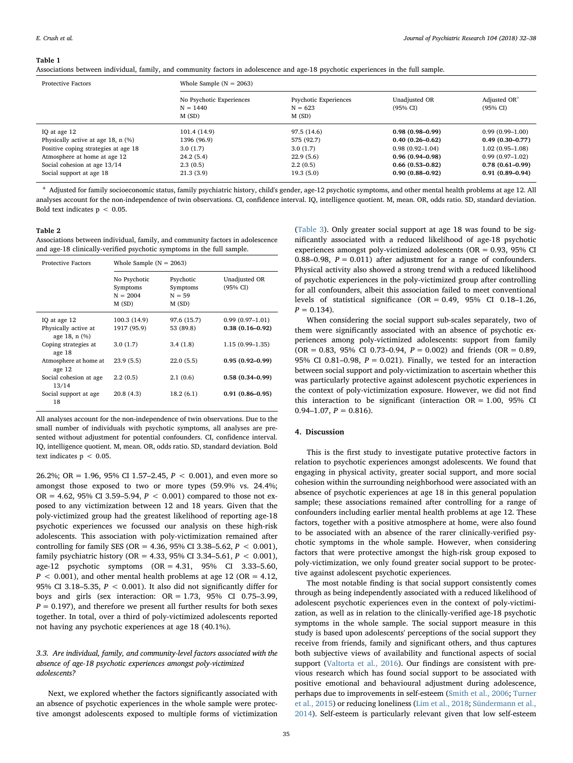**Table 1**
Associations between individual, family, and community factors in adolescence and age-18 psychotic experiences in the full sample.

| Protective Factors | Whole Sample (N = 2063) | | | |
|---|---|---|---|---|
| | No Psychotic Experiences N = 1440 M (SD) | Psychotic Experiences N = 623 M (SD) | Unadjusted OR (95% CI) | Adjusted OR[a] (95% CI) |
| IQ at age 12 | 101.4 (14.9) | 97.5 (14.6) | **0.98 (0.98–0.99)** | 0.99 (0.99–1.00) |
| Physically active at age 18, n (%) | 1396 (96.9) | 575 (92.7) | **0.40 (0.26–0.62)** | **0.49 (0.30–0.77)** |
| Positive coping strategies at age 18 | 3.0 (1.7) | 3.0 (1.7) | 0.98 (0.92–1.04) | 1.02 (0.95–1.08) |
| Atmosphere at home at age 12 | 24.2 (5.4) | 22.9 (5.6) | **0.96 (0.94–0.98)** | 0.99 (0.97–1.02) |
| Social cohesion at age 13/14 | 2.3 (0.5) | 2.2 (0.5) | **0.66 (0.53–0.82)** | **0.78 (0.61–0.99)** |
| Social support at age 18 | 21.3 (3.9) | 19.3 (5.0) | **0.90 (0.88–0.92)** | **0.91 (0.89–0.94)** |

[a] Adjusted for family socioeconomic status, family psychiatric history, child's gender, age-12 psychotic symptoms, and other mental health problems at age 12. All analyses account for the non-independence of twin observations. CI, confidence interval. IQ, intelligence quotient. M, mean. OR, odds ratio. SD, standard deviation. Bold text indicates $p < 0.05$.

**Table 2**
Associations between individual, family, and community factors in adolescence and age-18 clinically-verified psychotic symptoms in the full sample.

| Protective Factors | Whole Sample (N = 2063) | | |
|---|---|---|---|
| | No Psychotic Symptoms N = 2004 M (SD) | Psychotic Symptoms N = 59 M (SD) | Unadjusted OR (95% CI) |
| IQ at age 12 | 100.3 (14.9) | 97.6 (15.7) | 0.99 (0.97–1.01) |
| Physically active at age 18, n (%) | 1917 (95.9) | 53 (89.8) | **0.38 (0.16–0.92)** |
| Coping strategies at age 18 | 3.0 (1.7) | 3.4 (1.8) | 1.15 (0.99–1.35) |
| Atmosphere at home at age 12 | 23.9 (5.5) | 22.0 (5.5) | **0.95 (0.92–0.99)** |
| Social cohesion at age 13/14 | 2.2 (0.5) | 2.1 (0.6) | **0.58 (0.34–0.99)** |
| Social support at age 18 | 20.8 (4.3) | 18.2 (6.1) | **0.91 (0.86–0.95)** |

All analyses account for the non-independence of twin observations. Due to the small number of individuals with psychotic symptoms, all analyses are presented without adjustment for potential confounders. CI, confidence interval. IQ, intelligence quotient. M, mean. OR, odds ratio. SD, standard deviation. Bold text indicates $p < 0.05$.

26.2%; OR = 1.96, 95% CI 1.57–2.45, $P < 0.001$), and even more so amongst those exposed to two or more types (59.9% vs. 24.4%; OR = 4.62, 95% CI 3.59–5.94, $P < 0.001$) compared to those not exposed to any victimization between 12 and 18 years. Given that the poly-victimized group had the greatest likelihood of reporting age-18 psychotic experiences we focussed our analysis on these high-risk adolescents. This association with poly-victimization remained after controlling for family SES (OR = 4.36, 95% CI 3.38–5.62, $P < 0.001$), family psychiatric history (OR = 4.33, 95% CI 3.34–5.61, $P < 0.001$), age-12 psychotic symptoms (OR = 4.31, 95% CI 3.33–5.60, $P < 0.001$), and other mental health problems at age 12 (OR = 4.12, 95% CI 3.18–5.35, $P < 0.001$). It also did not significantly differ for boys and girls (sex interaction: OR = 1.73, 95% CI 0.75–3.99, $P = 0.197$), and therefore we present all further results for both sexes together. In total, over a third of poly-victimized adolescents reported not having any psychotic experiences at age 18 (40.1%).

### 3.3. *Are individual, family, and community-level factors associated with the absence of age-18 psychotic experiences amongst poly-victimized adolescents?*

Next, we explored whether the factors significantly associated with an absence of psychotic experiences in the whole sample were protective amongst adolescents exposed to multiple forms of victimization (Table 3). Only greater social support at age 18 was found to be significantly associated with a reduced likelihood of age-18 psychotic experiences amongst poly-victimized adolescents (OR = 0.93, 95% CI 0.88–0.98, $P = 0.011$) after adjustment for a range of confounders. Physical activity also showed a strong trend with a reduced likelihood of psychotic experiences in the poly-victimized group after controlling for all confounders, albeit this association failed to meet conventional levels of statistical significance (OR = 0.49, 95% CI 0.18–1.26, $P = 0.134$).

When considering the social support sub-scales separately, two of them were significantly associated with an absence of psychotic experiences among poly-victimized adolescents: support from family (OR = 0.83, 95% CI 0.73–0.94, $P = 0.002$) and friends (OR = 0.89, 95% CI 0.81–0.98, $P = 0.021$). Finally, we tested for an interaction between social support and poly-victimization to ascertain whether this was particularly protective against adolescent psychotic experiences in the context of poly-victimization exposure. However, we did not find this interaction to be significant (interaction OR = 1.00, 95% CI 0.94–1.07, $P = 0.816$).

## 4. Discussion

This is the first study to investigate putative protective factors in relation to psychotic experiences amongst adolescents. We found that engaging in physical activity, greater social support, and more social cohesion within the surrounding neighborhood were associated with an absence of psychotic experiences at age 18 in this general population sample; these associations remained after controlling for a range of confounders including earlier mental health problems at age 12. These factors, together with a positive atmosphere at home, were also found to be associated with an absence of the rarer clinically-verified psychotic symptoms in the whole sample. However, when considering factors that were protective amongst the high-risk group exposed to poly-victimization, we only found greater social support to be protective against adolescent psychotic experiences.

The most notable finding is that social support consistently comes through as being independently associated with a reduced likelihood of adolescent psychotic experiences even in the context of poly-victimization, as well as in relation to the clinically-verified age-18 psychotic symptoms in the whole sample. The social support measure in this study is based upon adolescents' perceptions of the social support they receive from friends, family and significant others, and thus captures both subjective views of availability and functional aspects of social support (Valtorta et al., 2016). Our findings are consistent with previous research which has found social support to be associated with positive emotional and behavioural adjustment during adolescence, perhaps due to improvements in self-esteem (Smith et al., 2006; Turner et al., 2015) or reducing loneliness (Lim et al., 2018; Sündermann et al., 2014). Self-esteem is particularly relevant given that low self-esteem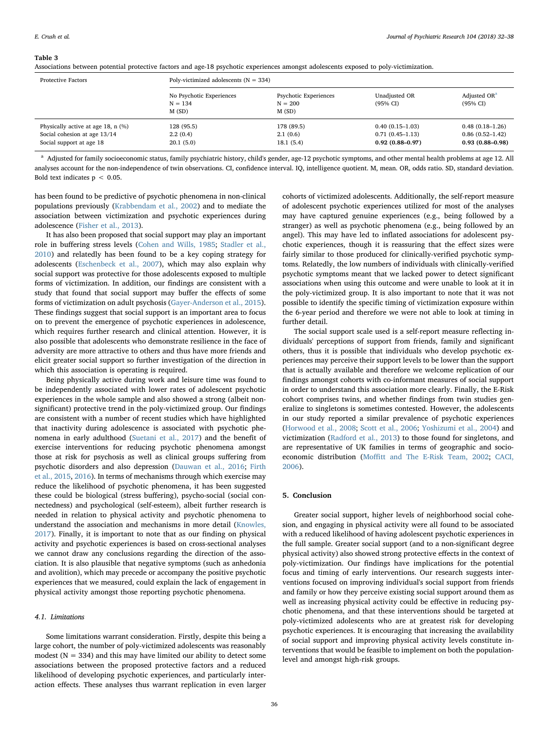**Table 3**
Associations between potential protective factors and age-18 psychotic experiences amongst adolescents exposed to poly-victimization.

| Protective Factors | Poly-victimized adolescents (N = 334) | | | |
|---|---|---|---|---|
| | No Psychotic Experiences N = 134 M (SD) | Psychotic Experiences N = 200 M (SD) | Unadjusted OR (95% CI) | Adjusted OR[a] (95% CI) |
| Physically active at age 18, n (%) | 128 (95.5) | 178 (89.5) | 0.40 (0.15–1.03) | 0.48 (0.18–1.26) |
| Social cohesion at age 13/14 | 2.2 (0.4) | 2.1 (0.6) | 0.71 (0.45–1.13) | 0.86 (0.52–1.42) |
| Social support at age 18 | 20.1 (5.0) | 18.1 (5.4) | **0.92 (0.88–0.97)** | **0.93 (0.88–0.98)** |

[a] Adjusted for family socioeconomic status, family psychiatric history, child's gender, age-12 psychotic symptoms, and other mental health problems at age 12. All analyses account for the non-independence of twin observations. CI, confidence interval. IQ, intelligence quotient. M, mean. OR, odds ratio. SD, standard deviation. Bold text indicates $p < 0.05$.

has been found to be predictive of psychotic phenomena in non-clinical populations previously (Krabbendam et al., 2002) and to mediate the association between victimization and psychotic experiences during adolescence (Fisher et al., 2013).

It has also been proposed that social support may play an important role in buffering stress levels (Cohen and Wills, 1985; Stadler et al., 2010) and relatedly has been found to be a key coping strategy for adolescents (Eschenbeck et al., 2007), which may also explain why social support was protective for those adolescents exposed to multiple forms of victimization. In addition, our findings are consistent with a study that found that social support may buffer the effects of some forms of victimization on adult psychosis (Gayer-Anderson et al., 2015). These findings suggest that social support is an important area to focus on to prevent the emergence of psychotic experiences in adolescence, which requires further research and clinical attention. However, it is also possible that adolescents who demonstrate resilience in the face of adversity are more attractive to others and thus have more friends and elicit greater social support so further investigation of the direction in which this association is operating is required.

Being physically active during work and leisure time was found to be independently associated with lower rates of adolescent psychotic experiences in the whole sample and also showed a strong (albeit non-significant) protective trend in the poly-victimized group. Our findings are consistent with a number of recent studies which have highlighted that inactivity during adolescence is associated with psychotic phenomena in early adulthood (Suetani et al., 2017) and the benefit of exercise interventions for reducing psychotic phenomena amongst those at risk for psychosis as well as clinical groups suffering from psychotic disorders and also depression (Dauwan et al., 2016; Firth et al., 2015, 2016). In terms of mechanisms through which exercise may reduce the likelihood of psychotic phenomena, it has been suggested these could be biological (stress buffering), psycho-social (social connectedness) and psychological (self-esteem), albeit further research is needed in relation to physical activity and psychotic phenomena to understand the association and mechanisms in more detail (Knowles, 2017). Finally, it is important to note that as our finding on physical activity and psychotic experiences is based on cross-sectional analyses we cannot draw any conclusions regarding the direction of the association. It is also plausible that negative symptoms (such as anhedonia and avolition), which may precede or accompany the positive psychotic experiences that we measured, could explain the lack of engagement in physical activity amongst those reporting psychotic phenomena.

### 4.1. Limitations

Some limitations warrant consideration. Firstly, despite this being a large cohort, the number of poly-victimized adolescents was reasonably modest (N = 334) and this may have limited our ability to detect some associations between the proposed protective factors and a reduced likelihood of developing psychotic experiences, and particularly interaction effects. These analyses thus warrant replication in even larger cohorts of victimized adolescents. Additionally, the self-report measure of adolescent psychotic experiences utilized for most of the analyses may have captured genuine experiences (e.g., being followed by a stranger) as well as psychotic phenomena (e.g., being followed by an angel). This may have led to inflated associations for adolescent psychotic experiences, though it is reassuring that the effect sizes were fairly similar to those produced for clinically-verified psychotic symptoms. Relatedly, the low numbers of individuals with clinically-verified psychotic symptoms meant that we lacked power to detect significant associations when using this outcome and were unable to look at it in the poly-victimized group. It is also important to note that it was not possible to identify the specific timing of victimization exposure within the 6-year period and therefore we were not able to look at timing in further detail.

The social support scale used is a self-report measure reflecting individuals' perceptions of support from friends, family and significant others, thus it is possible that individuals who develop psychotic experiences may perceive their support levels to be lower than the support that is actually available and therefore we welcome replication of our findings amongst cohorts with co-informant measures of social support in order to understand this association more clearly. Finally, the E-Risk cohort comprises twins, and whether findings from twin studies generalize to singletons is sometimes contested. However, the adolescents in our study reported a similar prevalence of psychotic experiences (Horwood et al., 2008; Scott et al., 2006; Yoshizumi et al., 2004) and victimization (Radford et al., 2013) to those found for singletons, and are representative of UK families in terms of geographic and socioeconomic distribution (Moffitt and The E-Risk Team, 2002; CACI, 2006).

## 5. Conclusion

Greater social support, higher levels of neighborhood social cohesion, and engaging in physical activity were all found to be associated with a reduced likelihood of having adolescent psychotic experiences in the full sample. Greater social support (and to a non-significant degree physical activity) also showed strong protective effects in the context of poly-victimization. Our findings have implications for the potential focus and timing of early interventions. Our research suggests interventions focused on improving individual's social support from friends and family or how they perceive existing social support around them as well as increasing physical activity could be effective in reducing psychotic phenomena, and that these interventions should be targeted at poly-victimized adolescents who are at greatest risk for developing psychotic experiences. It is encouraging that increasing the availability of social support and improving physical activity levels constitute interventions that would be feasible to implement on both the population-level and amongst high-risk groups.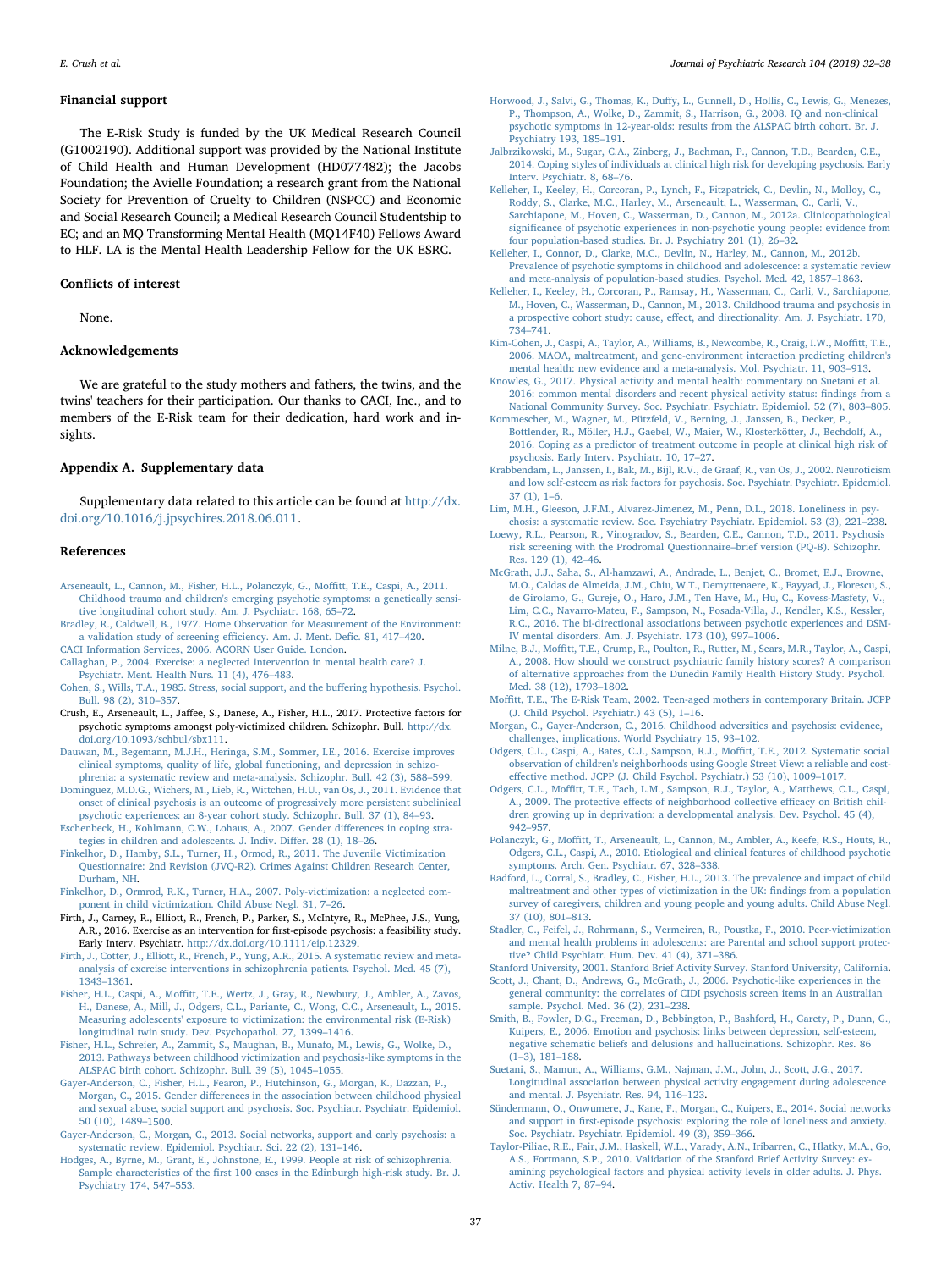## Financial support

The E-Risk Study is funded by the UK Medical Research Council (G1002190). Additional support was provided by the National Institute of Child Health and Human Development (HD077482); the Jacobs Foundation; the Avielle Foundation; a research grant from the National Society for Prevention of Cruelty to Children (NSPCC) and Economic and Social Research Council; a Medical Research Council Studentship to EC; and an MQ Transforming Mental Health (MQ14F40) Fellows Award to HLF. LA is the Mental Health Leadership Fellow for the UK ESRC.

## Conflicts of interest

None.

## Acknowledgements

We are grateful to the study mothers and fathers, the twins, and the twins' teachers for their participation. Our thanks to CACI, Inc., and to members of the E-Risk team for their dedication, hard work and insights.

## Appendix A. Supplementary data

Supplementary data related to this article can be found at http://dx.doi.org/10.1016/j.jpsychires.2018.06.011.

## References

Arseneault, L., Cannon, M., Fisher, H.L., Polanczyk, G., Moffitt, T.E., Caspi, A., 2011. Childhood trauma and children's emerging psychotic symptoms: a genetically sensitive longitudinal cohort study. Am. J. Psychiatr. 168, 65–72.

Bradley, R., Caldwell, B., 1977. Home Observation for Measurement of the Environment: a validation study of screening efficiency. Am. J. Ment. Defic. 81, 417–420.

CACI Information Services, 2006. ACORN User Guide. London.

Callaghan, P., 2004. Exercise: a neglected intervention in mental health care? J. Psychiatr. Ment. Health Nurs. 11 (4), 476–483.

Cohen, S., Wills, T.A., 1985. Stress, social support, and the buffering hypothesis. Psychol. Bull. 98 (2), 310–357.

Crush, E., Arseneault, L., Jaffee, S., Danese, A., Fisher, H.L., 2017. Protective factors for psychotic symptoms amongst poly-victimized children. Schizophr. Bull. http://dx.doi.org/10.1093/schbul/sbx111.

Dauwan, M., Begemann, M.J.H., Heringa, S.M., Sommer, I.E., 2016. Exercise improves clinical symptoms, quality of life, global functioning, and depression in schizophrenia: a systematic review and meta-analysis. Schizophr. Bull. 42 (3), 588–599.

Dominguez, M.D.G., Wichers, M., Lieb, R., Wittchen, H.U., van Os, J., 2011. Evidence that onset of clinical psychosis is an outcome of progressively more persistent subclinical psychotic experiences: an 8-year cohort study. Schizophr. Bull. 37 (1), 84–93.

Eschenbeck, H., Kohlmann, C.W., Lohaus, A., 2007. Gender differences in coping strategies in children and adolescents. J. Indiv. Differ. 28 (1), 18–26.

Finkelhor, D., Hamby, S.L., Turner, H., Ormod, R., 2011. The Juvenile Victimization Questionnaire: 2nd Revision (JVQ-R2). Crimes Against Children Research Center, Durham, NH.

Finkelhor, D., Ormrod, R.K., Turner, H.A., 2007. Poly-victimization: a neglected component in child victimization. Child Abuse Negl. 31, 7–26.

Firth, J., Carney, R., Elliott, R., French, P., Parker, S., McIntyre, R., McPhee, J.S., Yung, A.R., 2016. Exercise as an intervention for first-episode psychosis: a feasibility study. Early Interv. Psychiatr. http://dx.doi.org/10.1111/eip.12329.

Firth, J., Cotter, J., Elliott, R., French, P., Yung, A.R., 2015. A systematic review and meta-analysis of exercise interventions in schizophrenia patients. Psychol. Med. 45 (7), 1343–1361.

Fisher, H.L., Caspi, A., Moffitt, T.E., Wertz, J., Gray, R., Newbury, J., Ambler, A., Zavos, H., Danese, A., Mill, J., Odgers, C.L., Pariante, C., Wong, C.C., Arseneault, L., 2015. Measuring adolescents' exposure to victimization: the environmental risk (E-Risk) longitudinal twin study. Dev. Psychopathol. 27, 1399–1416.

Fisher, H.L., Schreier, A., Zammit, S., Maughan, B., Munafo, M., Lewis, G., Wolke, D., 2013. Pathways between childhood victimization and psychosis-like symptoms in the ALSPAC birth cohort. Schizophr. Bull. 39 (5), 1045–1055.

Gayer-Anderson, C., Fisher, H.L., Fearon, P., Hutchinson, G., Morgan, K., Dazzan, P., Morgan, C., 2015. Gender differences in the association between childhood physical and sexual abuse, social support and psychosis. Soc. Psychiatr. Psychiatr. Epidemiol. 50 (10), 1489–1500.

Gayer-Anderson, C., Morgan, C., 2013. Social networks, support and early psychosis: a systematic review. Epidemiol. Psychiatr. Sci. 22 (2), 131–146.

Hodges, A., Byrne, M., Grant, E., Johnstone, E., 1999. People at risk of schizophrenia. Sample characteristics of the first 100 cases in the Edinburgh high-risk study. Br. J. Psychiatry 174, 547–553.

Horwood, J., Salvi, G., Thomas, K., Duffy, L., Gunnell, D., Hollis, C., Lewis, G., Menezes, P., Thompson, A., Wolke, D., Zammit, S., Harrison, G., 2008. IQ and non-clinical psychotic symptoms in 12-year-olds: results from the ALSPAC birth cohort. Br. J. Psychiatry 193, 185–191.

Jalbrzikowski, M., Sugar, C.A., Zinberg, J., Bachman, P., Cannon, T.D., Bearden, C.E., 2014. Coping styles of individuals at clinical high risk for developing psychosis. Early Interv. Psychiatr. 8, 68–76.

Kelleher, I., Keeley, H., Corcoran, P., Lynch, F., Fitzpatrick, C., Devlin, N., Molloy, C., Roddy, S., Clarke, M.C., Harley, M., Arseneault, L., Wasserman, C., Carli, V., Sarchiapone, M., Hoven, C., Wasserman, D., Cannon, M., 2012a. Clinicopathological significance of psychotic experiences in non-psychotic young people: evidence from four population-based studies. Br. J. Psychiatry 201 (1), 26–32.

Kelleher, I., Connor, D., Clarke, M.C., Devlin, N., Harley, M., Cannon, M., 2012b. Prevalence of psychotic symptoms in childhood and adolescence: a systematic review and meta-analysis of population-based studies. Psychol. Med. 42, 1857–1863.

Kelleher, I., Keeley, H., Corcoran, P., Ramsay, H., Wasserman, C., Carli, V., Sarchiapone, M., Hoven, C., Wasserman, D., Cannon, M., 2013. Childhood trauma and psychosis in a prospective cohort study: cause, effect, and directionality. Am. J. Psychiatr. 170, 734–741.

Kim-Cohen, J., Caspi, A., Taylor, A., Williams, B., Newcombe, R., Craig, I.W., Moffitt, T.E., 2006. MAOA, maltreatment, and gene-environment interaction predicting children's mental health: new evidence and a meta-analysis. Mol. Psychiatr. 11, 903–913.

Knowles, G., 2017. Physical activity and mental health: commentary on Suetani et al. 2016: common mental disorders and recent physical activity status: findings from a National Community Survey. Soc. Psychiatr. Psychiatr. Epidemiol. 52 (7), 803–805.

Kommescher, M., Wagner, M., Pützfeld, V., Berning, J., Janssen, B., Decker, P., Bottlender, R., Möller, H.J., Gaebel, W., Maier, W., Klosterkötter, J., Bechdolf, A., 2016. Coping as a predictor of treatment outcome in people at clinical high risk of psychosis. Early Interv. Psychiatr. 10, 17–27.

Krabbendam, L., Janssen, I., Bak, M., Bijl, R.V., de Graaf, R., van Os, J., 2002. Neuroticism and low self-esteem as risk factors for psychosis. Soc. Psychiatr. Psychiatr. Epidemiol. 37 (1), 1–6.

Lim, M.H., Gleeson, J.F.M., Alvarez-Jimenez, M., Penn, D.L., 2018. Loneliness in psychosis: a systematic review. Soc. Psychiatry Psychiatr. Epidemiol. 53 (3), 221–238.

Loewy, R.L., Pearson, R., Vinogradov, S., Bearden, C.E., Cannon, T.D., 2011. Psychosis risk screening with the Prodromal Questionnaire–brief version (PQ-B). Schizophr. Res. 129 (1), 42–46.

McGrath, J.J., Saha, S., Al-hamzawi, A., Andrade, L., Benjet, C., Bromet, E.J., Browne, M.O., Caldas de Almeida, J.M., Chiu, W.T., Demyttenaere, K., Fayyad, J., Florescu, S., de Girolamo, G., Gureje, O., Haro, J.M., Ten Have, M., Hu, C., Kovess-Masfety, V., Lim, C.C., Navarro-Mateu, F., Sampson, N., Posada-Villa, J., Kendler, K.S., Kessler, R.C., 2016. The bi-directional associations between psychotic experiences and DSM-IV mental disorders. Am. J. Psychiatr. 173 (10), 997–1006.

Milne, B.J., Moffitt, T.E., Crump, R., Poulton, R., Rutter, M., Sears, M.R., Taylor, A., Caspi, A., 2008. How should we construct psychiatric family history scores? A comparison of alternative approaches from the Dunedin Family Health History Study. Psychol. Med. 38 (12), 1793–1802.

Moffitt, T.E., The E-Risk Team, 2002. Teen-aged mothers in contemporary Britain. JCPP (J. Child Psychol. Psychiatr.) 43 (5), 1–16.

Morgan, C., Gayer-Anderson, C., 2016. Childhood adversities and psychosis: evidence, challenges, implications. World Psychiatry 15, 93–102.

Odgers, C.L., Caspi, A., Bates, C.J., Sampson, R.J., Moffitt, T.E., 2012. Systematic social observation of children's neighborhoods using Google Street View: a reliable and cost-effective method. JCPP (J. Child Psychol. Psychiatr.) 53 (10), 1009–1017.

Odgers, C.L., Moffitt, T.E., Tach, L.M., Sampson, R.J., Taylor, A., Matthews, C.L., Caspi, A., 2009. The protective effects of neighborhood collective efficacy on British children growing up in deprivation: a developmental analysis. Dev. Psychol. 45 (4), 942–957.

Polanczyk, G., Moffitt, T., Arseneault, L., Cannon, M., Ambler, A., Keefe, R.S., Houts, R., Odgers, C.L., Caspi, A., 2010. Etiological and clinical features of childhood psychotic symptoms. Arch. Gen. Psychiatr. 67, 328–338.

Radford, L., Corral, S., Bradley, C., Fisher, H.L., 2013. The prevalence and impact of child maltreatment and other types of victimization in the UK: findings from a population survey of caregivers, children and young people and young adults. Child Abuse Negl. 37 (10), 801–813.

Stadler, C., Feifel, J., Rohrmann, S., Vermeiren, R., Poustka, F., 2010. Peer-victimization and mental health problems in adolescents: are Parental and school support protective? Child Psychiatr. Hum. Dev. 41 (4), 371–386.

Stanford University, 2001. Stanford Brief Activity Survey. Stanford University, California.

Scott, J., Chant, D., Andrews, G., McGrath, J., 2006. Psychotic-like experiences in the general community: the correlates of CIDI psychosis screen items in an Australian sample. Psychol. Med. 36 (2), 231–238.

Smith, B., Fowler, D.G., Freeman, D., Bebbington, P., Bashford, H., Garety, P., Dunn, G., Kuipers, E., 2006. Emotion and psychosis: links between depression, self-esteem, negative schematic beliefs and delusions and hallucinations. Schizophr. Res. 86 (1–3), 181–188.

Suetani, S., Mamun, A., Williams, G.M., Najman, J.M., John, J., Scott, J.G., 2017. Longitudinal association between physical activity engagement during adolescence and mental. J. Psychiatr. Res. 94, 116–123.

Sündermann, O., Onwumere, J., Kane, F., Morgan, C., Kuipers, E., 2014. Social networks and support in first-episode psychosis: exploring the role of loneliness and anxiety. Soc. Psychiatr. Psychiatr. Epidemiol. 49 (3), 359–366.

Taylor-Piliae, R.E., Fair, J.M., Haskell, W.L., Varady, A.N., Iribarren, C., Hlatky, M.A., Go, A.S., Fortmann, S.P., 2010. Validation of the Stanford Brief Activity Survey: examining psychological factors and physical activity levels in older adults. J. Phys. Activ. Health 7, 87–94.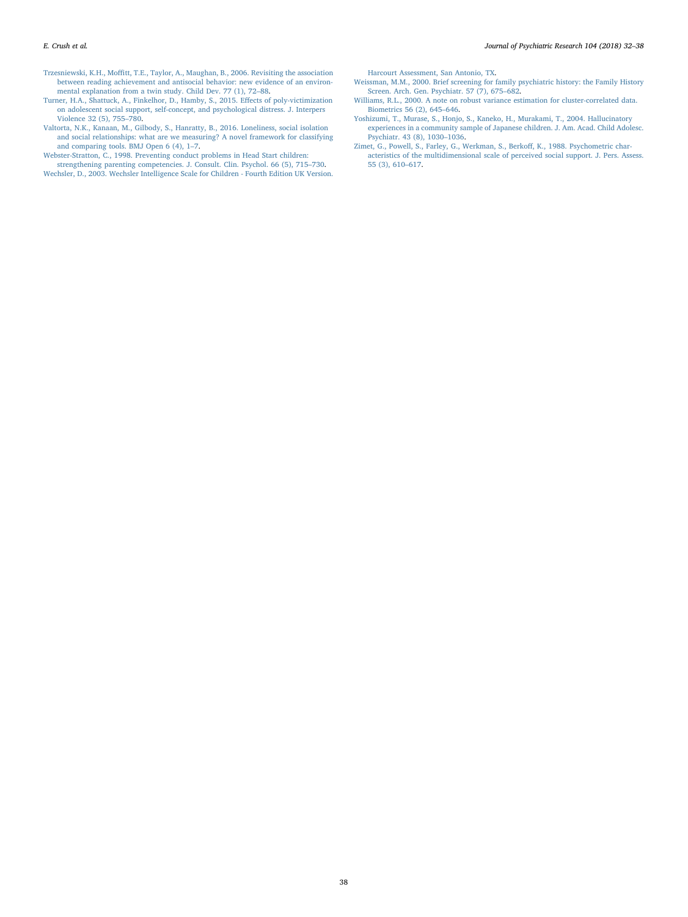Trzesniewski, K.H., Moffitt, T.E., Taylor, A., Maughan, B., 2006. Revisiting the association between reading achievement and antisocial behavior: new evidence of an environmental explanation from a twin study. Child Dev. 77 (1), 72–88.

Turner, H.A., Shattuck, A., Finkelhor, D., Hamby, S., 2015. Effects of poly-victimization on adolescent social support, self-concept, and psychological distress. J. Interpers Violence 32 (5), 755–780.

Valtorta, N.K., Kanaan, M., Gilbody, S., Hanratty, B., 2016. Loneliness, social isolation and social relationships: what are we measuring? A novel framework for classifying and comparing tools. BMJ Open 6 (4), 1–7.

Webster-Stratton, C., 1998. Preventing conduct problems in Head Start children: strengthening parenting competencies. J. Consult. Clin. Psychol. 66 (5), 715–730.

Wechsler, D., 2003. Wechsler Intelligence Scale for Children - Fourth Edition UK Version. Harcourt Assessment, San Antonio, TX.

Weissman, M.M., 2000. Brief screening for family psychiatric history: the Family History Screen. Arch. Gen. Psychiatr. 57 (7), 675–682.

Williams, R.L., 2000. A note on robust variance estimation for cluster-correlated data. Biometrics 56 (2), 645–646.

Yoshizumi, T., Murase, S., Honjo, S., Kaneko, H., Murakami, T., 2004. Hallucinatory experiences in a community sample of Japanese children. J. Am. Acad. Child Adolesc. Psychiatr. 43 (8), 1030–1036.

Zimet, G., Powell, S., Farley, G., Werkman, S., Berkoff, K., 1988. Psychometric characteristics of the multidimensional scale of perceived social support. J. Pers. Assess. 55 (3), 610–617.